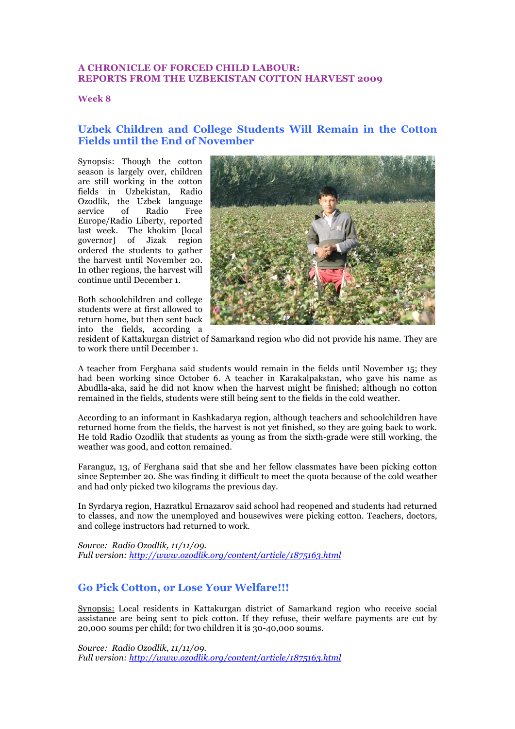# A CHRONICLE OF FORCED CHILD LABOUR: REPORTS FROM THE UZBEKISTAN COTTON HARVEST 2009

**Week 8**

## Uzbek Children and College Students Will Remain in the Cotton Fields until the End of November

Synopsis: Though the cotton season is largely over, children are still working in the cotton fields in Uzbekistan, Radio Ozodlik, the Uzbek language service of Radio Free Europe/Radio Liberty, reported last week. The khokim [local governor] of Jizak region ordered the students to gather the harvest until November 20. In other regions, the harvest will continue until December 1.

Both schoolchildren and college students were at first allowed to return home, but then sent back into the fields, according a resident of Kattakurgan district of Samarkand region who did not provide his name. They are to work there until December 1.

A teacher from Ferghana said students would remain in the fields until November 15; they had been working since October 6. A teacher in Karakalpakstan, who gave his name as Abudlla-aka, said he did not know when the harvest might be finished; although no cotton remained in the fields, students were still being sent to the fields in the cold weather.

According to an informant in Kashkadarya region, although teachers and schoolchildren have returned home from the fields, the harvest is not yet finished, so they are going back to work. He told Radio Ozodlik that students as young as from the sixth-grade were still working, the weather was good, and cotton remained.

Faranguz, 13, of Ferghana said that she and her fellow classmates have been picking cotton since September 20. She was finding it difficult to meet the quota because of the cold weather and had only picked two kilograms the previous day.

In Syrdarya region, Hazratkul Ernazarov said school had reopened and students had returned to classes, and now the unemployed and housewives were picking cotton. Teachers, doctors, and college instructors had returned to work.

*Source: Radio Ozodlik, 11/11/09.*
*Full version: http://www.ozodlik.org/content/article/1875163.html*

## Go Pick Cotton, or Lose Your Welfare!!!

Synopsis: Local residents in Kattakurgan district of Samarkand region who receive social assistance are being sent to pick cotton. If they refuse, their welfare payments are cut by 20,000 soums per child; for two children it is 30-40,000 soums.

*Source: Radio Ozodlik, 11/11/09.*
*Full version: http://www.ozodlik.org/content/article/1875163.html*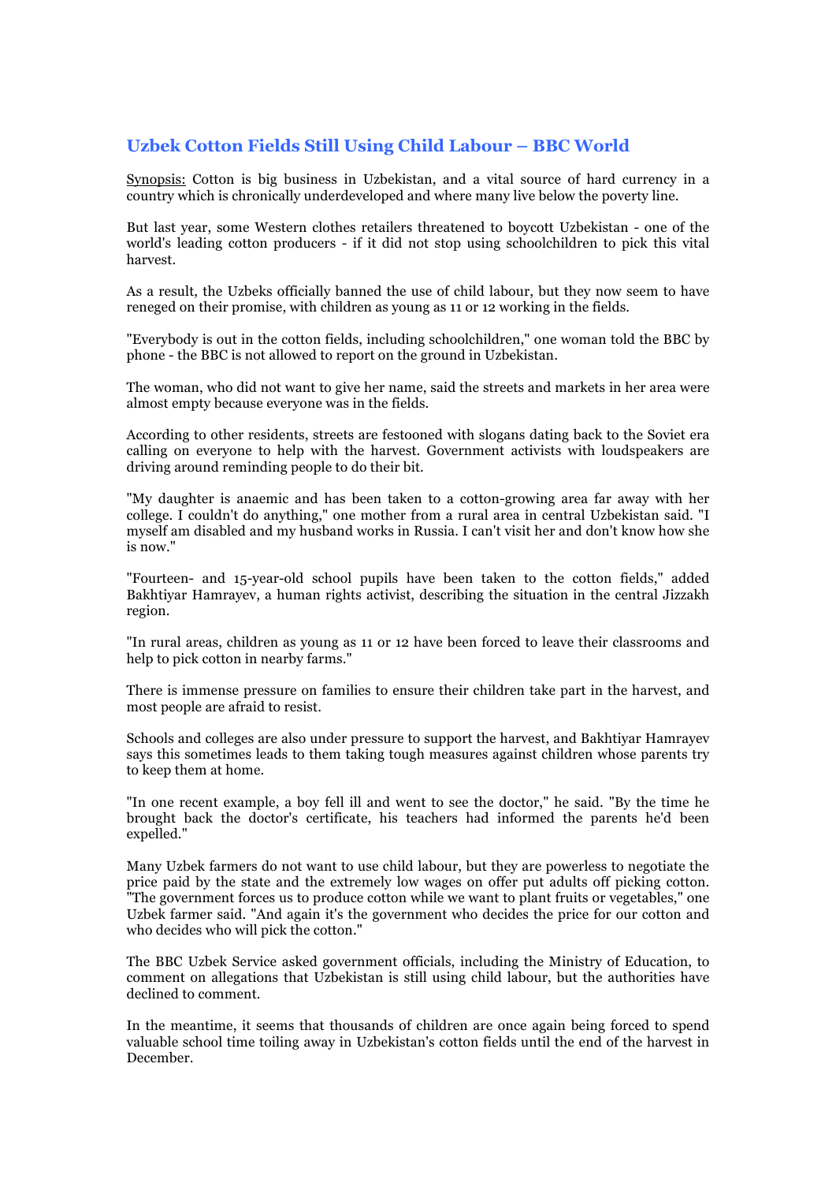## Uzbek Cotton Fields Still Using Child Labour – BBC World

Synopsis: Cotton is big business in Uzbekistan, and a vital source of hard currency in a country which is chronically underdeveloped and where many live below the poverty line.

But last year, some Western clothes retailers threatened to boycott Uzbekistan - one of the world's leading cotton producers - if it did not stop using schoolchildren to pick this vital harvest.

As a result, the Uzbeks officially banned the use of child labour, but they now seem to have reneged on their promise, with children as young as 11 or 12 working in the fields.

"Everybody is out in the cotton fields, including schoolchildren," one woman told the BBC by phone - the BBC is not allowed to report on the ground in Uzbekistan.

The woman, who did not want to give her name, said the streets and markets in her area were almost empty because everyone was in the fields.

According to other residents, streets are festooned with slogans dating back to the Soviet era calling on everyone to help with the harvest. Government activists with loudspeakers are driving around reminding people to do their bit.

"My daughter is anaemic and has been taken to a cotton-growing area far away with her college. I couldn't do anything," one mother from a rural area in central Uzbekistan said. "I myself am disabled and my husband works in Russia. I can't visit her and don't know how she is now."

"Fourteen- and 15-year-old school pupils have been taken to the cotton fields," added Bakhtiyar Hamrayev, a human rights activist, describing the situation in the central Jizzakh region.

"In rural areas, children as young as 11 or 12 have been forced to leave their classrooms and help to pick cotton in nearby farms."

There is immense pressure on families to ensure their children take part in the harvest, and most people are afraid to resist.

Schools and colleges are also under pressure to support the harvest, and Bakhtiyar Hamrayev says this sometimes leads to them taking tough measures against children whose parents try to keep them at home.

"In one recent example, a boy fell ill and went to see the doctor," he said. "By the time he brought back the doctor's certificate, his teachers had informed the parents he'd been expelled."

Many Uzbek farmers do not want to use child labour, but they are powerless to negotiate the price paid by the state and the extremely low wages on offer put adults off picking cotton. "The government forces us to produce cotton while we want to plant fruits or vegetables," one Uzbek farmer said. "And again it's the government who decides the price for our cotton and who decides who will pick the cotton."

The BBC Uzbek Service asked government officials, including the Ministry of Education, to comment on allegations that Uzbekistan is still using child labour, but the authorities have declined to comment.

In the meantime, it seems that thousands of children are once again being forced to spend valuable school time toiling away in Uzbekistan's cotton fields until the end of the harvest in December.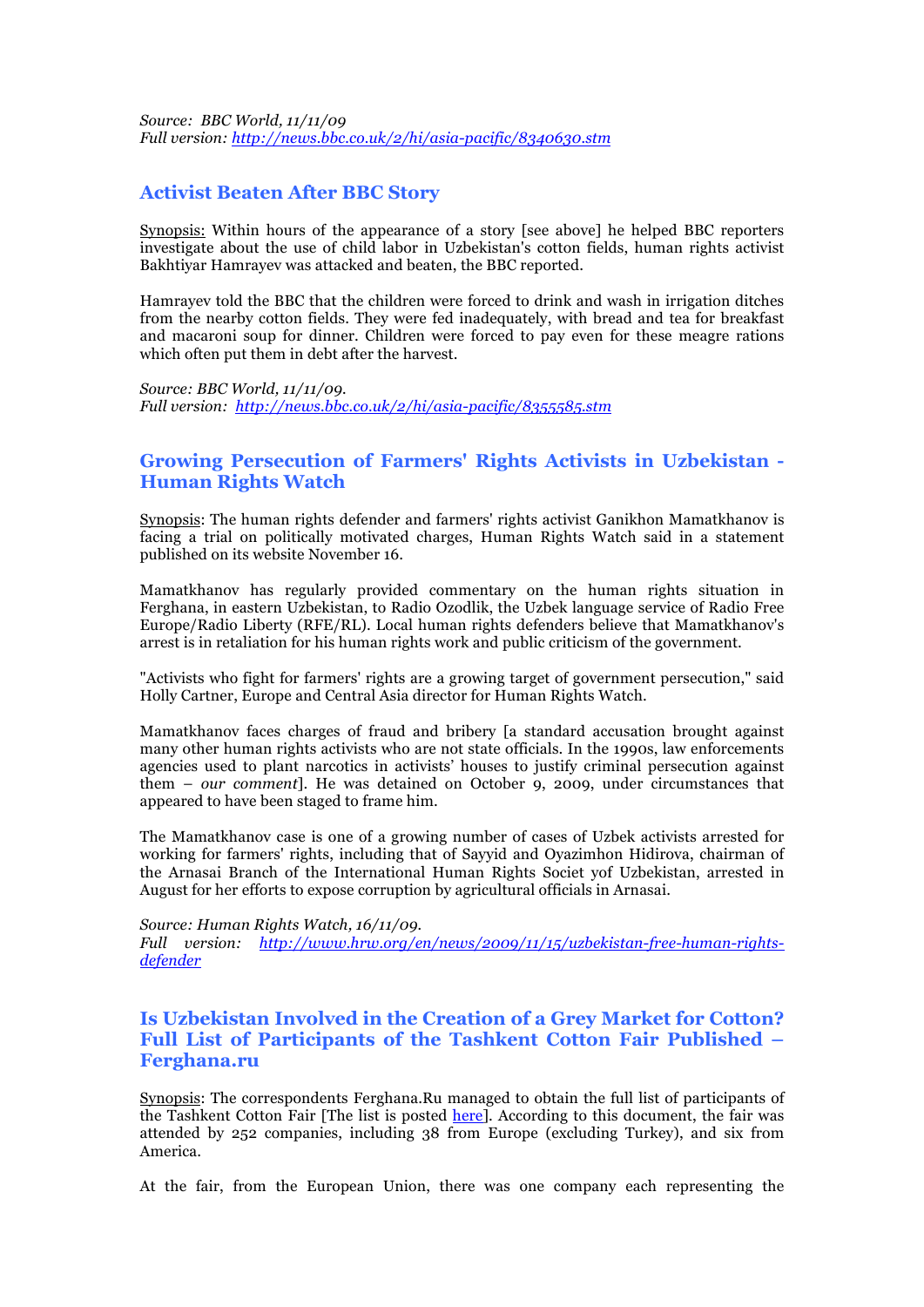*Source: BBC World, 11/11/09*
*Full version: [http://news.bbc.co.uk/2/hi/asia-pacific/8340630.stm](http://news.bbc.co.uk/2/hi/asia-pacific/8340630.stm)*

## Activist Beaten After BBC Story

Synopsis: Within hours of the appearance of a story [see above] he helped BBC reporters investigate about the use of child labor in Uzbekistan's cotton fields, human rights activist Bakhtiyar Hamrayev was attacked and beaten, the BBC reported.

Hamrayev told the BBC that the children were forced to drink and wash in irrigation ditches from the nearby cotton fields. They were fed inadequately, with bread and tea for breakfast and macaroni soup for dinner. Children were forced to pay even for these meagre rations which often put them in debt after the harvest.

*Source: BBC World, 11/11/09.*
*Full version: [http://news.bbc.co.uk/2/hi/asia-pacific/8355585.stm](http://news.bbc.co.uk/2/hi/asia-pacific/8355585.stm)*

## Growing Persecution of Farmers' Rights Activists in Uzbekistan - Human Rights Watch

Synopsis: The human rights defender and farmers' rights activist Ganikhon Mamatkhanov is facing a trial on politically motivated charges, Human Rights Watch said in a statement published on its website November 16.

Mamatkhanov has regularly provided commentary on the human rights situation in Ferghana, in eastern Uzbekistan, to Radio Ozodlik, the Uzbek language service of Radio Free Europe/Radio Liberty (RFE/RL). Local human rights defenders believe that Mamatkhanov's arrest is in retaliation for his human rights work and public criticism of the government.

"Activists who fight for farmers' rights are a growing target of government persecution," said Holly Cartner, Europe and Central Asia director for Human Rights Watch.

Mamatkhanov faces charges of fraud and bribery [a standard accusation brought against many other human rights activists who are not state officials. In the 1990s, law enforcements agencies used to plant narcotics in activists' houses to justify criminal persecution against them – *our comment*]. He was detained on October 9, 2009, under circumstances that appeared to have been staged to frame him.

The Mamatkhanov case is one of a growing number of cases of Uzbek activists arrested for working for farmers' rights, including that of Sayyid and Oyazimhon Hidirova, chairman of the Arnasai Branch of the International Human Rights Societ yof Uzbekistan, arrested in August for her efforts to expose corruption by agricultural officials in Arnasai.

*Source: Human Rights Watch, 16/11/09.*
*Full version: [http://www.hrw.org/en/news/2009/11/15/uzbekistan-free-human-rights-defender](http://www.hrw.org/en/news/2009/11/15/uzbekistan-free-human-rights-defender)*

## Is Uzbekistan Involved in the Creation of a Grey Market for Cotton? Full List of Participants of the Tashkent Cotton Fair Published – Ferghana.ru

Synopsis: The correspondents Ferghana.Ru managed to obtain the full list of participants of the Tashkent Cotton Fair [The list is posted here]. According to this document, the fair was attended by 252 companies, including 38 from Europe (excluding Turkey), and six from America.

At the fair, from the European Union, there was one company each representing the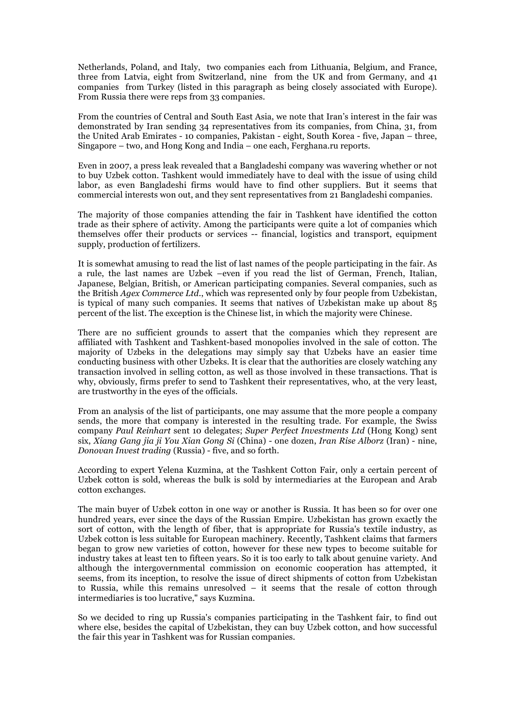Netherlands, Poland, and Italy, two companies each from Lithuania, Belgium, and France, three from Latvia, eight from Switzerland, nine from the UK and from Germany, and 41 companies from Turkey (listed in this paragraph as being closely associated with Europe). From Russia there were reps from 33 companies.

From the countries of Central and South East Asia, we note that Iran's interest in the fair was demonstrated by Iran sending 34 representatives from its companies, from China, 31, from the United Arab Emirates - 10 companies, Pakistan - eight, South Korea - five, Japan – three, Singapore – two, and Hong Kong and India – one each, Ferghana.ru reports.

Even in 2007, a press leak revealed that a Bangladeshi company was wavering whether or not to buy Uzbek cotton. Tashkent would immediately have to deal with the issue of using child labor, as even Bangladeshi firms would have to find other suppliers. But it seems that commercial interests won out, and they sent representatives from 21 Bangladeshi companies.

The majority of those companies attending the fair in Tashkent have identified the cotton trade as their sphere of activity. Among the participants were quite a lot of companies which themselves offer their products or services -- financial, logistics and transport, equipment supply, production of fertilizers.

It is somewhat amusing to read the list of last names of the people participating in the fair. As a rule, the last names are Uzbek –even if you read the list of German, French, Italian, Japanese, Belgian, British, or American participating companies. Several companies, such as the British *Agex Commerce Ltd*., which was represented only by four people from Uzbekistan, is typical of many such companies. It seems that natives of Uzbekistan make up about 85 percent of the list. The exception is the Chinese list, in which the majority were Chinese.

There are no sufficient grounds to assert that the companies which they represent are affiliated with Tashkent and Tashkent-based monopolies involved in the sale of cotton. The majority of Uzbeks in the delegations may simply say that Uzbeks have an easier time conducting business with other Uzbeks. It is clear that the authorities are closely watching any transaction involved in selling cotton, as well as those involved in these transactions. That is why, obviously, firms prefer to send to Tashkent their representatives, who, at the very least, are trustworthy in the eyes of the officials.

From an analysis of the list of participants, one may assume that the more people a company sends, the more that company is interested in the resulting trade. For example, the Swiss company *Paul Reinhart* sent 10 delegates; *Super Perfect Investments Ltd* (Hong Kong) sent six, *Xiang Gang jia ji You Xian Gong Si* (China) - one dozen, *Iran Rise Alborz* (Iran) - nine, *Donovan Invest trading* (Russia) - five, and so forth.

According to expert Yelena Kuzmina, at the Tashkent Cotton Fair, only a certain percent of Uzbek cotton is sold, whereas the bulk is sold by intermediaries at the European and Arab cotton exchanges.

The main buyer of Uzbek cotton in one way or another is Russia. It has been so for over one hundred years, ever since the days of the Russian Empire. Uzbekistan has grown exactly the sort of cotton, with the length of fiber, that is appropriate for Russia's textile industry, as Uzbek cotton is less suitable for European machinery. Recently, Tashkent claims that farmers began to grow new varieties of cotton, however for these new types to become suitable for industry takes at least ten to fifteen years. So it is too early to talk about genuine variety. And although the intergovernmental commission on economic cooperation has attempted, it seems, from its inception, to resolve the issue of direct shipments of cotton from Uzbekistan to Russia, while this remains unresolved – it seems that the resale of cotton through intermediaries is too lucrative," says Kuzmina.

So we decided to ring up Russia's companies participating in the Tashkent fair, to find out where else, besides the capital of Uzbekistan, they can buy Uzbek cotton, and how successful the fair this year in Tashkent was for Russian companies.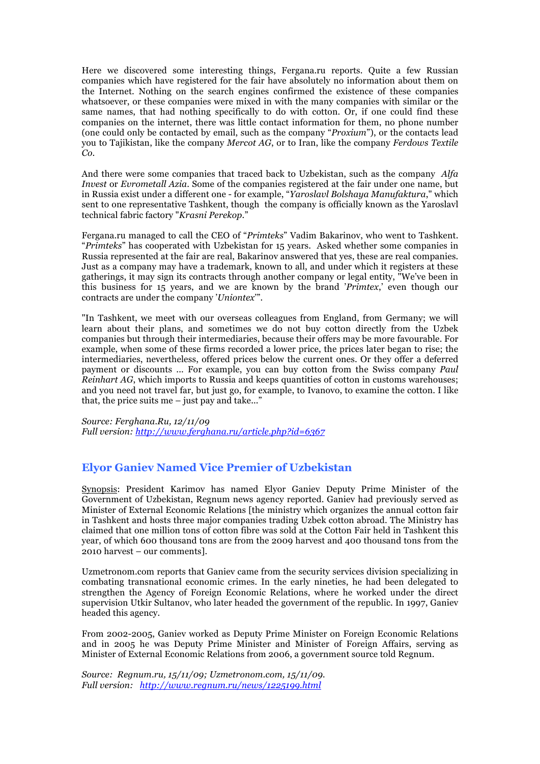Here we discovered some interesting things, Fergana.ru reports. Quite a few Russian companies which have registered for the fair have absolutely no information about them on the Internet. Nothing on the search engines confirmed the existence of these companies whatsoever, or these companies were mixed in with the many companies with similar or the same names, that had nothing specifically to do with cotton. Or, if one could find these companies on the internet, there was little contact information for them, no phone number (one could only be contacted by email, such as the company "*Proxium*"), or the contacts lead you to Tajikistan, like the company *Mercot AG*, or to Iran, like the company *Ferdows Textile Co.*

And there were some companies that traced back to Uzbekistan, such as the company *Alfa Invest* or *Evrometall Azia*. Some of the companies registered at the fair under one name, but in Russia exist under a different one - for example, "*Yaroslavl Bolshaya Manufaktura*," which sent to one representative Tashkent, though the company is officially known as the Yaroslavl technical fabric factory "*Krasni Perekop*."

Fergana.ru managed to call the CEO of "*Primteks*" Vadim Bakarinov, who went to Tashkent. "*Primteks*" has cooperated with Uzbekistan for 15 years. Asked whether some companies in Russia represented at the fair are real, Bakarinov answered that yes, these are real companies. Just as a company may have a trademark, known to all, and under which it registers at these gatherings, it may sign its contracts through another company or legal entity, "We've been in this business for 15 years, and we are known by the brand '*Primtex*,' even though our contracts are under the company '*Uniontex*'".

"In Tashkent, we meet with our overseas colleagues from England, from Germany; we will learn about their plans, and sometimes we do not buy cotton directly from the Uzbek companies but through their intermediaries, because their offers may be more favourable. For example, when some of these firms recorded a lower price, the prices later began to rise; the intermediaries, nevertheless, offered prices below the current ones. Or they offer a deferred payment or discounts ... For example, you can buy cotton from the Swiss company *Paul Reinhart AG*, which imports to Russia and keeps quantities of cotton in customs warehouses; and you need not travel far, but just go, for example, to Ivanovo, to examine the cotton. I like that, the price suits me – just pay and take..."

*Source: Ferghana.Ru, 12/11/09*
*Full version: http://www.ferghana.ru/article.php?id=6367*

## Elyor Ganiev Named Vice Premier of Uzbekistan

Synopsis: President Karimov has named Elyor Ganiev Deputy Prime Minister of the Government of Uzbekistan, Regnum news agency reported. Ganiev had previously served as Minister of External Economic Relations [the ministry which organizes the annual cotton fair in Tashkent and hosts three major companies trading Uzbek cotton abroad. The Ministry has claimed that one million tons of cotton fibre was sold at the Cotton Fair held in Tashkent this year, of which 600 thousand tons are from the 2009 harvest and 400 thousand tons from the 2010 harvest – our comments].

Uzmetronom.com reports that Ganiev came from the security services division specializing in combating transnational economic crimes. In the early nineties, he had been delegated to strengthen the Agency of Foreign Economic Relations, where he worked under the direct supervision Utkir Sultanov, who later headed the government of the republic. In 1997, Ganiev headed this agency.

From 2002-2005, Ganiev worked as Deputy Prime Minister on Foreign Economic Relations and in 2005 he was Deputy Prime Minister and Minister of Foreign Affairs, serving as Minister of External Economic Relations from 2006, a government source told Regnum.

*Source: Regnum.ru, 15/11/09; Uzmetronom.com, 15/11/09.*
*Full version: http://www.regnum.ru/news/1225199.html*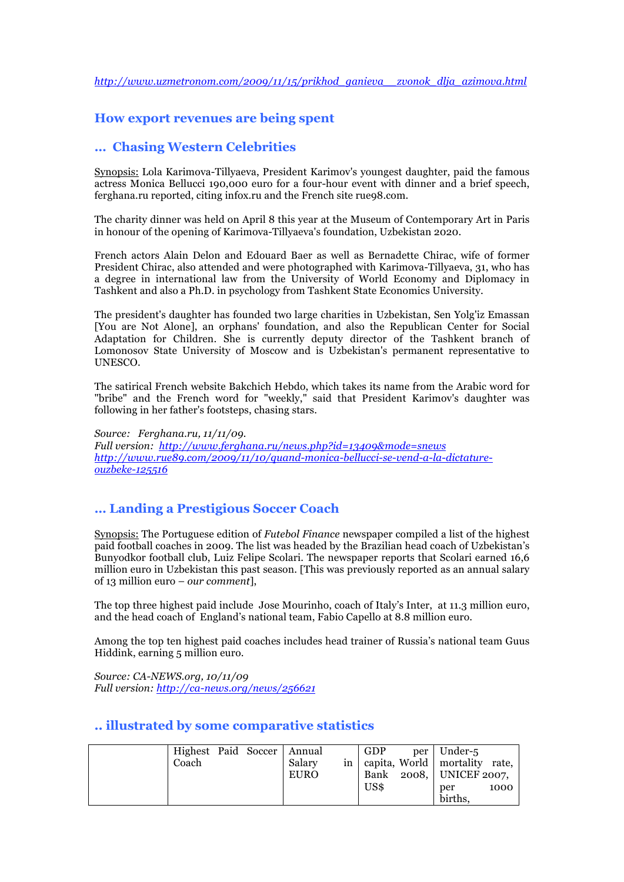*http://www.uzmetronom.com/2009/11/15/prikhod_ganieva__zvonok_dlja_azimova.html*

## How export revenues are being spent

### … Chasing Western Celebrities

Synopsis: Lola Karimova-Tillyaeva, President Karimov's youngest daughter, paid the famous actress Monica Bellucci 190,000 euro for a four-hour event with dinner and a brief speech, ferghana.ru reported, citing infox.ru and the French site rue98.com.

The charity dinner was held on April 8 this year at the Museum of Contemporary Art in Paris in honour of the opening of Karimova-Tillyaeva's foundation, Uzbekistan 2020.

French actors Alain Delon and Edouard Baer as well as Bernadette Chirac, wife of former President Chirac, also attended and were photographed with Karimova-Tillyaeva, 31, who has a degree in international law from the University of World Economy and Diplomacy in Tashkent and also a Ph.D. in psychology from Tashkent State Economics University.

The president's daughter has founded two large charities in Uzbekistan, Sen Yolg'iz Emassan [You are Not Alone], an orphans' foundation, and also the Republican Center for Social Adaptation for Children. She is currently deputy director of the Tashkent branch of Lomonosov State University of Moscow and is Uzbekistan's permanent representative to UNESCO.

The satirical French website Bakchich Hebdo, which takes its name from the Arabic word for "bribe" and the French word for "weekly," said that President Karimov's daughter was following in her father's footsteps, chasing stars.

*Source: Ferghana.ru, 11/11/09.*
*Full version: http://www.ferghana.ru/news.php?id=13409&mode=snews*
*http://www.rue89.com/2009/11/10/quand-monica-bellucci-se-vend-a-la-dictature-ouzbeke-125516*

### … Landing a Prestigious Soccer Coach

Synopsis: The Portuguese edition of *Futebol Finance* newspaper compiled a list of the highest paid football coaches in 2009. The list was headed by the Brazilian head coach of Uzbekistan's Bunyodkor football club, Luiz Felipe Scolari. The newspaper reports that Scolari earned 16,6 million euro in Uzbekistan this past season. [This was previously reported as an annual salary of 13 million euro – *our comment*],

The top three highest paid include Jose Mourinho, coach of Italy's Inter, at 11.3 million euro, and the head coach of England's national team, Fabio Capello at 8.8 million euro.

Among the top ten highest paid coaches includes head trainer of Russia's national team Guus Hiddink, earning 5 million euro.

*Source: CA-NEWS.org, 10/11/09*
*Full version: http://ca-news.org/news/256621*

### .. illustrated by some comparative statistics

| | Highest Paid Soccer Coach | Annual Salary in EURO | GDP per capita, World Bank 2008, US$ | Under-5 mortality rate, UNICEF 2007, per 1000 births, |
|---|---|---|---|---|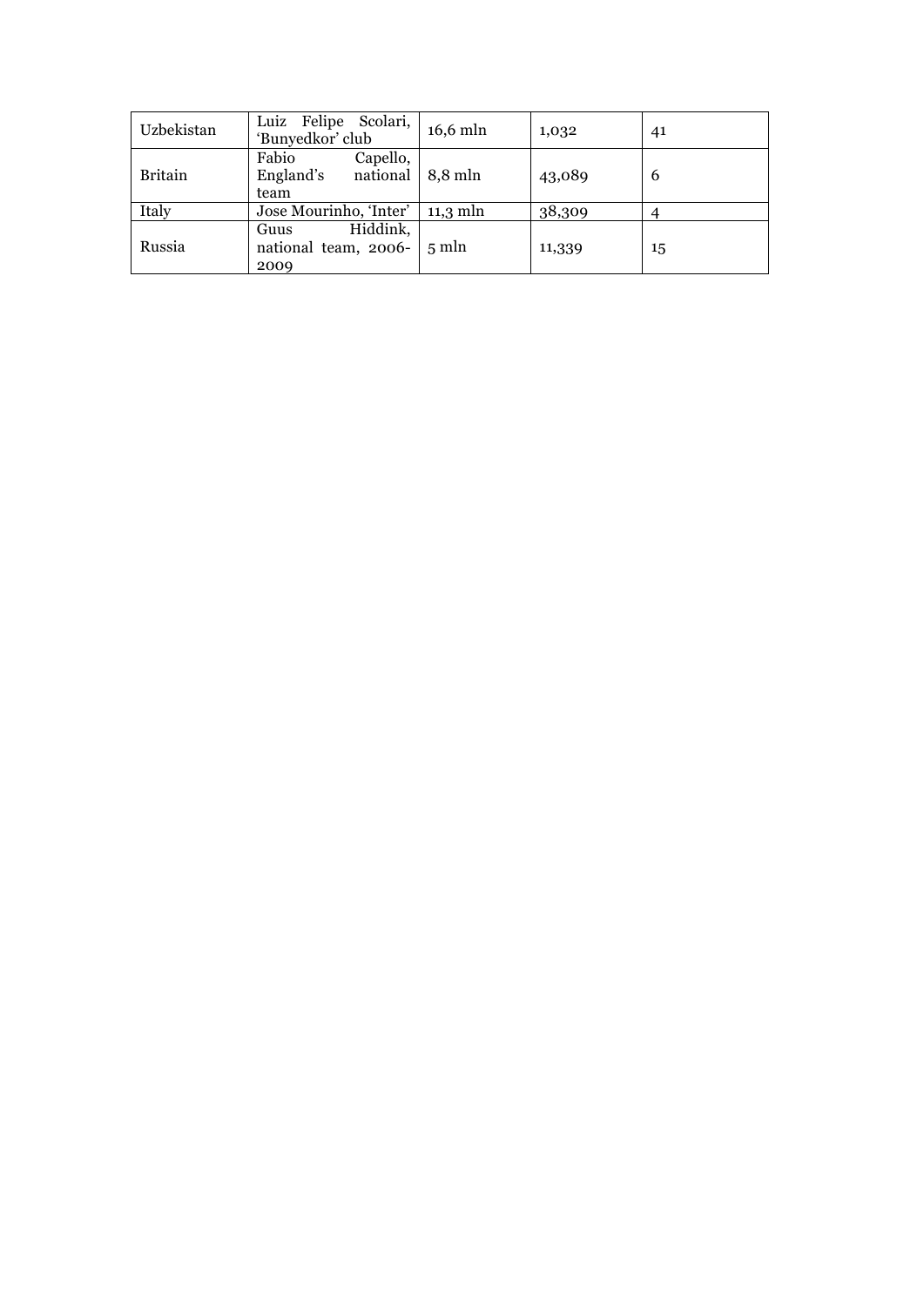| | | | | |
|---|---|---|---|---|
| Uzbekistan | Luiz Felipe Scolari, 'Bunyedkor' club | 16,6 mln | 1,032 | 41 |
| Britain | Fabio Capello, England's national team | 8,8 mln | 43,089 | 6 |
| Italy | Jose Mourinho, 'Inter' | 11,3 mln | 38,309 | 4 |
| Russia | Guus Hiddink, national team, 2006-2009 | 5 mln | 11,339 | 15 |